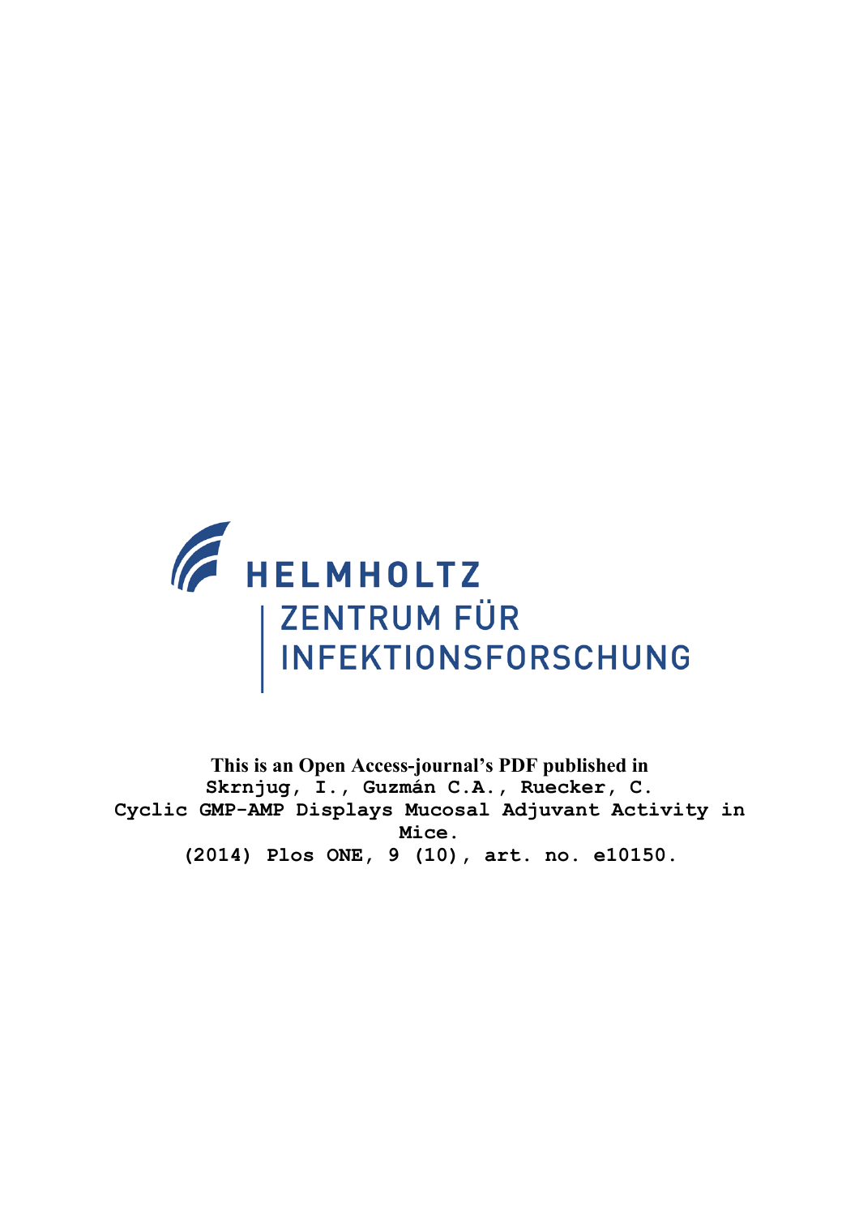HELMHOLTZ

ZENTRUM FÜR INFEKTIONSFORSCHUNG

**This is an Open Access-journal's PDF published in**

Skrnjug, I., Guzmán C.A., Ruecker, C.

Cyclic GMP-AMP Displays Mucosal Adjuvant Activity in Mice.

(2014) Plos ONE, 9 (10), art. no. e10150.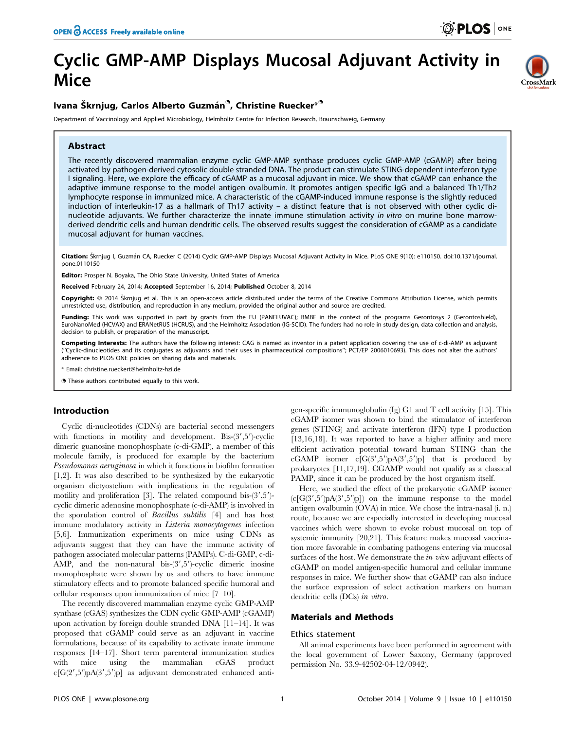# Cyclic GMP-AMP Displays Mucosal Adjuvant Activity in Mice

**Ivana Škrnjug, Carlos Alberto Guzmán[❾], Christine Ruecker*[❾]**

Department of Vaccinology and Applied Microbiology, Helmholtz Centre for Infection Research, Braunschweig, Germany

## Abstract

The recently discovered mammalian enzyme cyclic GMP-AMP synthase produces cyclic GMP-AMP (cGAMP) after being activated by pathogen-derived cytosolic double stranded DNA. The product can stimulate STING-dependent interferon type I signaling. Here, we explore the efficacy of cGAMP as a mucosal adjuvant in mice. We show that cGAMP can enhance the adaptive immune response to the model antigen ovalbumin. It promotes antigen specific IgG and a balanced Th1/Th2 lymphocyte response in immunized mice. A characteristic of the cGAMP-induced immune response is the slightly reduced induction of interleukin-17 as a hallmark of Th17 activity – a distinct feature that is not observed with other cyclic di-nucleotide adjuvants. We further characterize the innate immune stimulation activity *in vitro* on murine bone marrow-derived dendritic cells and human dendritic cells. The observed results suggest the consideration of cGAMP as a candidate mucosal adjuvant for human vaccines.

**Citation:** Škrnjug I, Guzmán CA, Ruecker C (2014) Cyclic GMP-AMP Displays Mucosal Adjuvant Activity in Mice. PLoS ONE 9(10): e110150. doi:10.1371/journal.pone.0110150

**Editor:** Prosper N. Boyaka, The Ohio State University, United States of America

**Received** February 24, 2014; **Accepted** September 16, 2014; **Published** October 8, 2014

**Copyright:** © 2014 Škrnjug et al. This is an open-access article distributed under the terms of the Creative Commons Attribution License, which permits unrestricted use, distribution, and reproduction in any medium, provided the original author and source are credited.

**Funding:** This work was supported in part by grants from the EU (PANFLUVAC); BMBF in the context of the programs Gerontosys 2 (Gerontoshield), EuroNanoMed (HCVAX) and ERANetRUS (HCRUS), and the Helmholtz Association (IG-SCID). The funders had no role in study design, data collection and analysis, decision to publish, or preparation of the manuscript.

**Competing Interests:** The authors have the following interest: CAG is named as inventor in a patent application covering the use of c-di-AMP as adjuvant ("Cyclic-dinucleotides and its conjugates as adjuvants and their uses in pharmaceutical compositions"; PCT/EP 2006010693). This does not alter the authors' adherence to PLOS ONE policies on sharing data and materials.

\* Email: christine.rueckert@helmholtz-hzi.de

❾ These authors contributed equally to this work.

## Introduction

Cyclic di-nucleotides (CDNs) are bacterial second messengers with functions in motility and development. Bis-(3′,5′)-cyclic dimeric guanosine monophosphate (c-di-GMP), a member of this molecule family, is produced for example by the bacterium *Pseudomonas aeruginosa* in which it functions in biofilm formation [1,2]. It was also described to be synthesized by the eukaryotic organism dictyostelium with implications in the regulation of motility and proliferation [3]. The related compound bis-(3′,5′)-cyclic dimeric adenosine monophosphate (c-di-AMP) is involved in the sporulation control of *Bacillus subtilis* [4] and has host immune modulatory activity in *Listeria monocytogenes* infection [5,6]. Immunization experiments on mice using CDNs as adjuvants suggest that they can have the immune activity of pathogen associated molecular patterns (PAMPs). C-di-GMP, c-di-AMP, and the non-natural bis-(3′,5′)-cyclic dimeric inosine monophosphate were shown by us and others to have immune stimulatory effects and to promote balanced specific humoral and cellular responses upon immunization of mice [7–10].

The recently discovered mammalian enzyme cyclic GMP-AMP synthase (cGAS) synthesizes the CDN cyclic GMP-AMP (cGAMP) upon activation by foreign double stranded DNA [11–14]. It was proposed that cGAMP could serve as an adjuvant in vaccine formulations, because of its capability to activate innate immune responses [14–17]. Short term parenteral immunization studies with mice using the mammalian cGAS product c[G(2′,5′)pA(3′,5′)p] as adjuvant demonstrated enhanced antigen-specific immunoglobulin (Ig) G1 and T cell activity [15]. This cGAMP isomer was shown to bind the stimulator of interferon genes (STING) and activate interferon (IFN) type I production [13,16,18]. It was reported to have a higher affinity and more efficient activation potential toward human STING than the cGAMP isomer c[G(3′,5′)pA(3′,5′)p] that is produced by prokaryotes [11,17,19]. CGAMP would not qualify as a classical PAMP, since it can be produced by the host organism itself.

Here, we studied the effect of the prokaryotic cGAMP isomer (c[G(3′,5′)pA(3′,5′)p]) on the immune response to the model antigen ovalbumin (OVA) in mice. We chose the intra-nasal (i. n.) route, because we are especially interested in developing mucosal vaccines which were shown to evoke robust mucosal on top of systemic immunity [20,21]. This feature makes mucosal vaccination more favorable in combating pathogens entering via mucosal surfaces of the host. We demonstrate the *in vivo* adjuvant effects of cGAMP on model antigen-specific humoral and cellular immune responses in mice. We further show that cGAMP can also induce the surface expression of select activation markers on human dendritic cells (DCs) *in vitro*.

## Materials and Methods

### Ethics statement

All animal experiments have been performed in agreement with the local government of Lower Saxony, Germany (approved permission No. 33.9-42502-04-12/0942).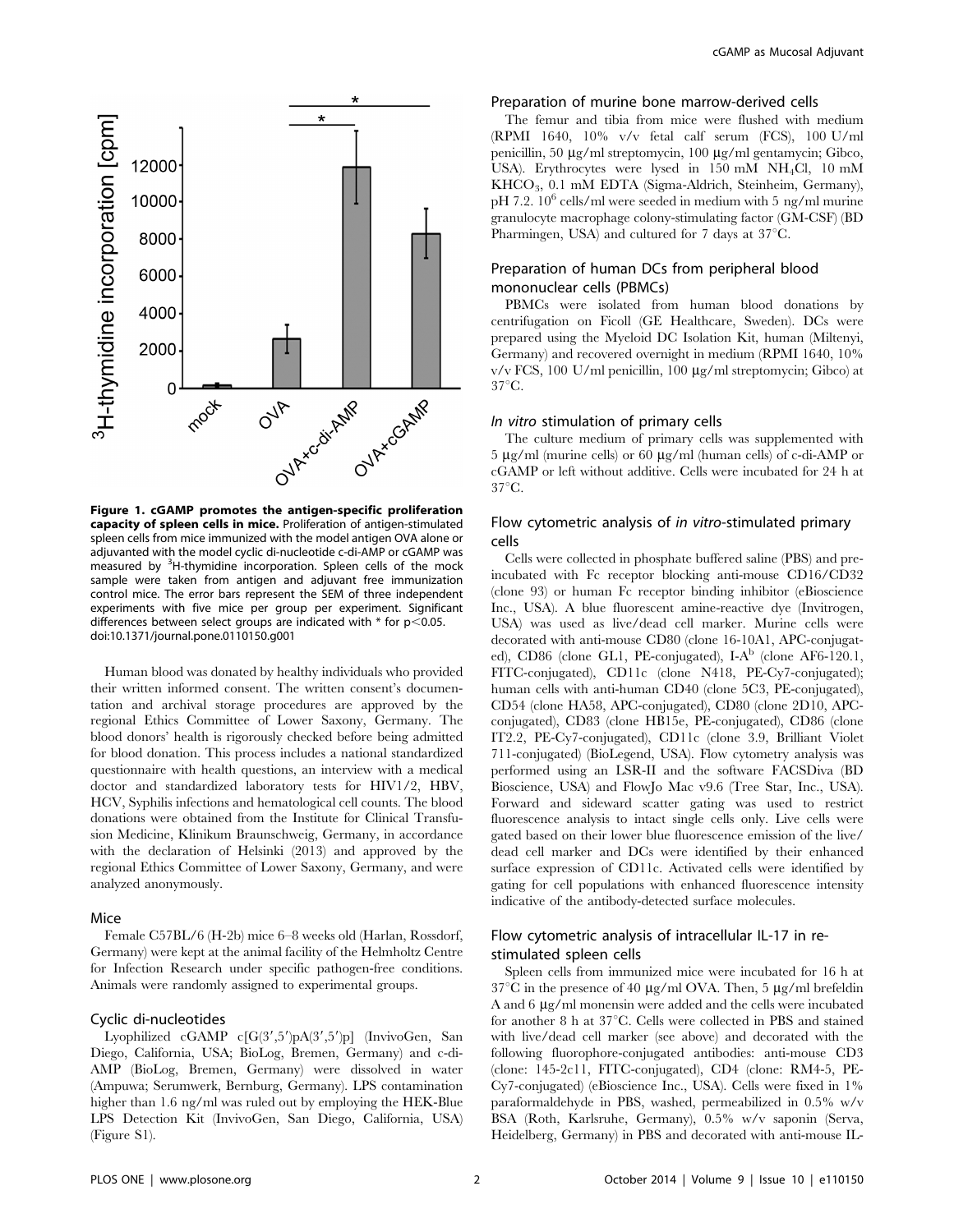**Figure 1. cGAMP promotes the antigen-specific proliferation capacity of spleen cells in mice.** Proliferation of antigen-stimulated spleen cells from mice immunized with the model antigen OVA alone or adjuvanted with the model cyclic di-nucleotide c-di-AMP or cGAMP was measured by $^3$H-thymidine incorporation. Spleen cells of the mock sample were taken from antigen and adjuvant free immunization control mice. The error bars represent the SEM of three independent experiments with five mice per group per experiment. Significant differences between select groups are indicated with * for $p<0.05$.
doi:10.1371/journal.pone.0110150.g001

Human blood was donated by healthy individuals who provided their written informed consent. The written consent's documentation and archival storage procedures are approved by the regional Ethics Committee of Lower Saxony, Germany. The blood donors' health is rigorously checked before being admitted for blood donation. This process includes a national standardized questionnaire with health questions, an interview with a medical doctor and standardized laboratory tests for HIV1/2, HBV, HCV, Syphilis infections and hematological cell counts. The blood donations were obtained from the Institute for Clinical Transfusion Medicine, Klinikum Braunschweig, Germany, in accordance with the declaration of Helsinki (2013) and approved by the regional Ethics Committee of Lower Saxony, Germany, and were analyzed anonymously.

## Mice

Female C57BL/6 (H-2b) mice 6–8 weeks old (Harlan, Rossdorf, Germany) were kept at the animal facility of the Helmholtz Centre for Infection Research under specific pathogen-free conditions. Animals were randomly assigned to experimental groups.

## Cyclic di-nucleotides

Lyophilized cGAMP c[G(3′,5′)pA(3′,5′)p] (InvivoGen, San Diego, California, USA; BioLog, Bremen, Germany) and c-di-AMP (BioLog, Bremen, Germany) were dissolved in water (Ampuwa; Serumwerk, Bernburg, Germany). LPS contamination higher than 1.6 ng/ml was ruled out by employing the HEK-Blue LPS Detection Kit (InvivoGen, San Diego, California, USA) (Figure S1).

## Preparation of murine bone marrow-derived cells

The femur and tibia from mice were flushed with medium (RPMI 1640, 10% v/v fetal calf serum (FCS), 100 U/ml penicillin, 50 µg/ml streptomycin, 100 µg/ml gentamycin; Gibco, USA). Erythrocytes were lysed in 150 mM $NH_4Cl$, 10 mM $KHCO_3$, 0.1 mM EDTA (Sigma-Aldrich, Steinheim, Germany), pH 7.2. $10^6$ cells/ml were seeded in medium with 5 ng/ml murine granulocyte macrophage colony-stimulating factor (GM-CSF) (BD Pharmingen, USA) and cultured for 7 days at 37°C.

## Preparation of human DCs from peripheral blood mononuclear cells (PBMCs)

PBMCs were isolated from human blood donations by centrifugation on Ficoll (GE Healthcare, Sweden). DCs were prepared using the Myeloid DC Isolation Kit, human (Miltenyi, Germany) and recovered overnight in medium (RPMI 1640, 10% v/v FCS, 100 U/ml penicillin, 100 µg/ml streptomycin; Gibco) at 37°C.

## *In vitro* stimulation of primary cells

The culture medium of primary cells was supplemented with 5 µg/ml (murine cells) or 60 µg/ml (human cells) of c-di-AMP or cGAMP or left without additive. Cells were incubated for 24 h at 37°C.

## Flow cytometric analysis of *in vitro*-stimulated primary cells

Cells were collected in phosphate buffered saline (PBS) and pre-incubated with Fc receptor blocking anti-mouse CD16/CD32 (clone 93) or human Fc receptor binding inhibitor (eBioscience Inc., USA). A blue fluorescent amine-reactive dye (Invitrogen, USA) was used as live/dead cell marker. Murine cells were decorated with anti-mouse CD80 (clone 16-10A1, APC-conjugated), CD86 (clone GL1, PE-conjugated), I-A$^b$ (clone AF6-120.1, FITC-conjugated), CD11c (clone N418, PE-Cy7-conjugated); human cells with anti-human CD40 (clone 5C3, PE-conjugated), CD54 (clone HA58, APC-conjugated), CD80 (clone 2D10, APC-conjugated), CD83 (clone HB15e, PE-conjugated), CD86 (clone IT2.2, PE-Cy7-conjugated), CD11c (clone 3.9, Brilliant Violet 711-conjugated) (BioLegend, USA). Flow cytometry analysis was performed using an LSR-II and the software FACSDiva (BD Bioscience, USA) and FlowJo Mac v9.6 (Tree Star, Inc., USA). Forward and sideward scatter gating was used to restrict fluorescence analysis to intact single cells only. Live cells were gated based on their lower blue fluorescence emission of the live/dead cell marker and DCs were identified by their enhanced surface expression of CD11c. Activated cells were identified by gating for cell populations with enhanced fluorescence intensity indicative of the antibody-detected surface molecules.

## Flow cytometric analysis of intracellular IL-17 in re-stimulated spleen cells

Spleen cells from immunized mice were incubated for 16 h at 37°C in the presence of 40 µg/ml OVA. Then, 5 µg/ml brefeldin A and 6 µg/ml monensin were added and the cells were incubated for another 8 h at 37°C. Cells were collected in PBS and stained with live/dead cell marker (see above) and decorated with the following fluorophore-conjugated antibodies: anti-mouse CD3 (clone: 145-2c11, FITC-conjugated), CD4 (clone: RM4-5, PE-Cy7-conjugated) (eBioscience Inc., USA). Cells were fixed in 1% paraformaldehyde in PBS, washed, permeabilized in 0.5% w/v BSA (Roth, Karlsruhe, Germany), 0.5% w/v saponin (Serva, Heidelberg, Germany) in PBS and decorated with anti-mouse IL-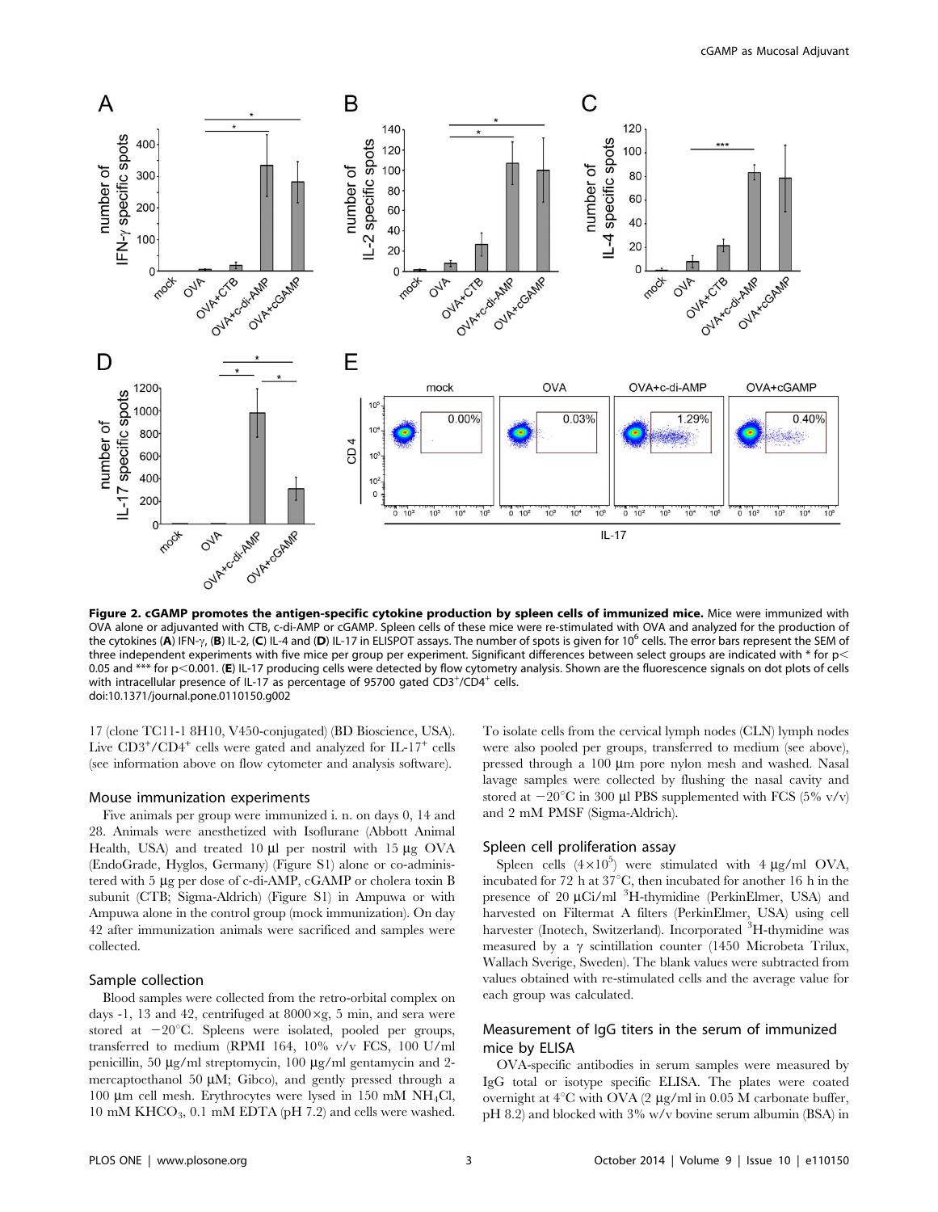**Figure 2. cGAMP promotes the antigen-specific cytokine production by spleen cells of immunized mice.** Mice were immunized with OVA alone or adjuvanted with CTB, c-di-AMP or cGAMP. Spleen cells of these mice were re-stimulated with OVA and analyzed for the production of the cytokines (**A**) IFN-γ, (**B**) IL-2, (**C**) IL-4 and (**D**) IL-17 in ELISPOT assays. The number of spots is given for $10^6$ cells. The error bars represent the SEM of three independent experiments with five mice per group per experiment. Significant differences between select groups are indicated with * for $p < 0.05$ and *** for $p < 0.001$. (**E**) IL-17 producing cells were detected by flow cytometry analysis. Shown are the fluorescence signals on dot plots of cells with intracellular presence of IL-17 as percentage of 95700 gated $CD3^+/CD4^+$ cells.
doi:10.1371/journal.pone.0110150.g002

17 (clone TC11-1 8H10, V450-conjugated) (BD Bioscience, USA). Live $CD3^+/CD4^+$ cells were gated and analyzed for $IL\text{-}17^+$ cells (see information above on flow cytometer and analysis software).

### Mouse immunization experiments

Five animals per group were immunized i. n. on days 0, 14 and 28. Animals were anesthetized with Isoflurane (Abbott Animal Health, USA) and treated 10 µl per nostril with 15 µg OVA (EndoGrade, Hyglos, Germany) (Figure S1) alone or co-administered with 5 µg per dose of c-di-AMP, cGAMP or cholera toxin B subunit (CTB; Sigma-Aldrich) (Figure S1) in Ampuwa or with Ampuwa alone in the control group (mock immunization). On day 42 after immunization animals were sacrificed and samples were collected.

### Sample collection

Blood samples were collected from the retro-orbital complex on days -1, 13 and 42, centrifuged at 8000×g, 5 min, and sera were stored at −20°C. Spleens were isolated, pooled per groups, transferred to medium (RPMI 164, 10% v/v FCS, 100 U/ml penicillin, 50 µg/ml streptomycin, 100 µg/ml gentamycin and 2-mercaptoethanol 50 µM; Gibco), and gently pressed through a 100 µm cell mesh. Erythrocytes were lysed in 150 mM $NH_4Cl$, 10 mM $KHCO_3$, 0.1 mM EDTA (pH 7.2) and cells were washed. To isolate cells from the cervical lymph nodes (CLN) lymph nodes were also pooled per groups, transferred to medium (see above), pressed through a 100 µm pore nylon mesh and washed. Nasal lavage samples were collected by flushing the nasal cavity and stored at −20°C in 300 µl PBS supplemented with FCS (5% v/v) and 2 mM PMSF (Sigma-Aldrich).

### Spleen cell proliferation assay

Spleen cells ($4\times10^5$) were stimulated with 4 µg/ml OVA, incubated for 72 h at 37°C, then incubated for another 16 h in the presence of 20 µCi/ml $^3$H-thymidine (PerkinElmer, USA) and harvested on Filtermat A filters (PerkinElmer, USA) using cell harvester (Inotech, Switzerland). Incorporated $^3$H-thymidine was measured by a γ scintillation counter (1450 Microbeta Trilux, Wallach Sverige, Sweden). The blank values were subtracted from values obtained with re-stimulated cells and the average value for each group was calculated.

### Measurement of IgG titers in the serum of immunized mice by ELISA

OVA-specific antibodies in serum samples were measured by IgG total or isotype specific ELISA. The plates were coated overnight at 4°C with OVA (2 µg/ml in 0.05 M carbonate buffer, pH 8.2) and blocked with 3% w/v bovine serum albumin (BSA) in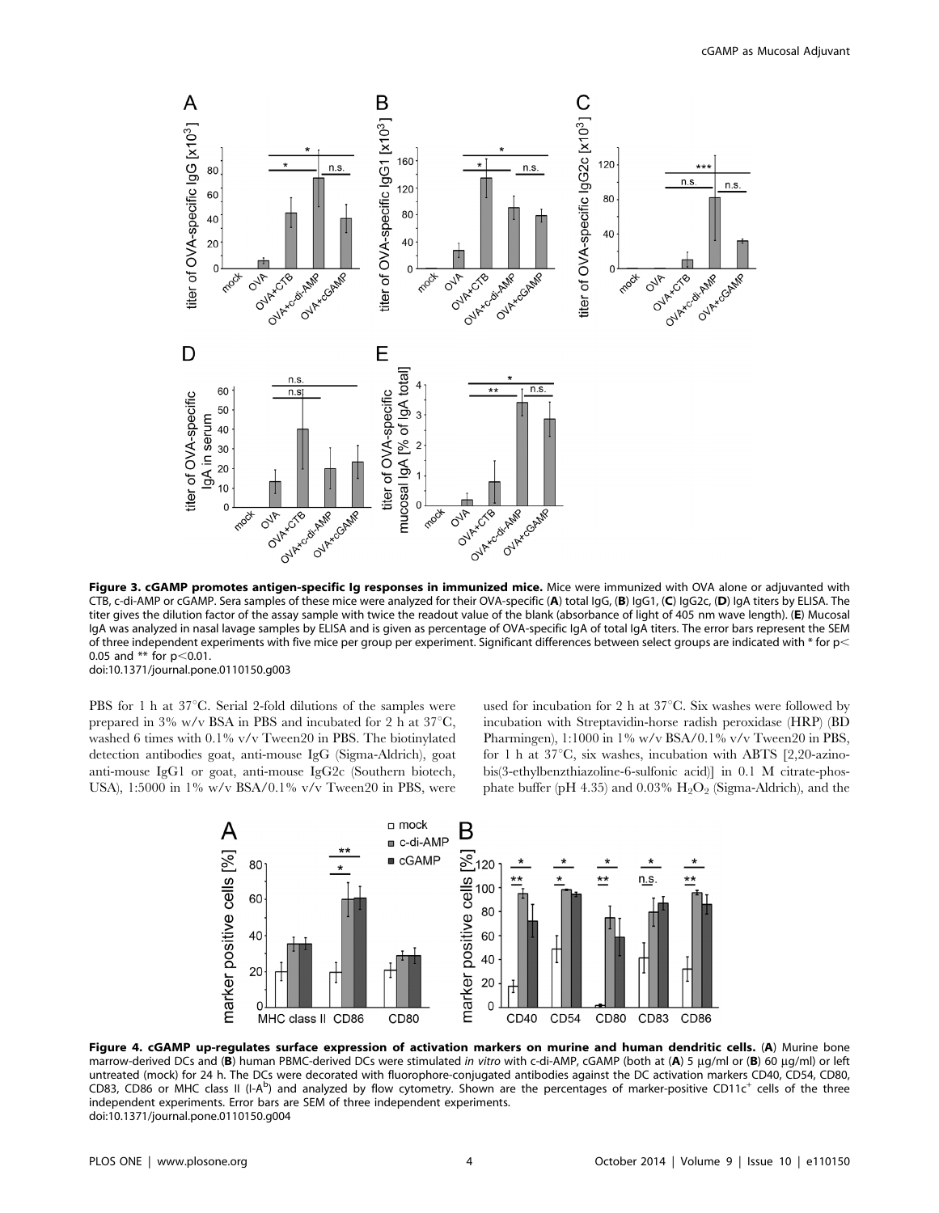**Figure 3. cGAMP promotes antigen-specific Ig responses in immunized mice.** Mice were immunized with OVA alone or adjuvanted with CTB, c-di-AMP or cGAMP. Sera samples of these mice were analyzed for their OVA-specific (**A**) total IgG, (**B**) IgG1, (**C**) IgG2c, (**D**) IgA titers by ELISA. The titer gives the dilution factor of the assay sample with twice the readout value of the blank (absorbance of light of 405 nm wave length). (**E**) Mucosal IgA was analyzed in nasal lavage samples by ELISA and is given as percentage of OVA-specific IgA of total IgA titers. The error bars represent the SEM of three independent experiments with five mice per group per experiment. Significant differences between select groups are indicated with * for $p < 0.05$ and ** for $p < 0.01$.
doi:10.1371/journal.pone.0110150.g003

PBS for 1 h at 37°C. Serial 2-fold dilutions of the samples were prepared in 3% w/v BSA in PBS and incubated for 2 h at 37°C, washed 6 times with 0.1% v/v Tween20 in PBS. The biotinylated detection antibodies goat, anti-mouse IgG (Sigma-Aldrich), goat anti-mouse IgG1 or goat, anti-mouse IgG2c (Southern biotech, USA), 1:5000 in 1% w/v BSA/0.1% v/v Tween20 in PBS, were used for incubation for 2 h at 37°C. Six washes were followed by incubation with Streptavidin-horse radish peroxidase (HRP) (BD Pharmingen), 1:1000 in 1% w/v BSA/0.1% v/v Tween20 in PBS, for 1 h at 37°C, six washes, incubation with ABTS [2,20-azino-bis(3-ethylbenzthiazoline-6-sulfonic acid)] in 0.1 M citrate-phosphate buffer (pH 4.35) and 0.03% $H_2O_2$ (Sigma-Aldrich), and the

**Figure 4. cGAMP up-regulates surface expression of activation markers on murine and human dendritic cells.** (**A**) Murine bone marrow-derived DCs and (**B**) human PBMC-derived DCs were stimulated *in vitro* with c-di-AMP, cGAMP (both at (**A**) 5 µg/ml or (**B**) 60 µg/ml) or left untreated (mock) for 24 h. The DCs were decorated with fluorophore-conjugated antibodies against the DC activation markers CD40, CD54, CD80, CD83, CD86 or MHC class II (I-A$^b$) and analyzed by flow cytometry. Shown are the percentages of marker-positive CD11c$^+$ cells of the three independent experiments. Error bars are SEM of three independent experiments.
doi:10.1371/journal.pone.0110150.g004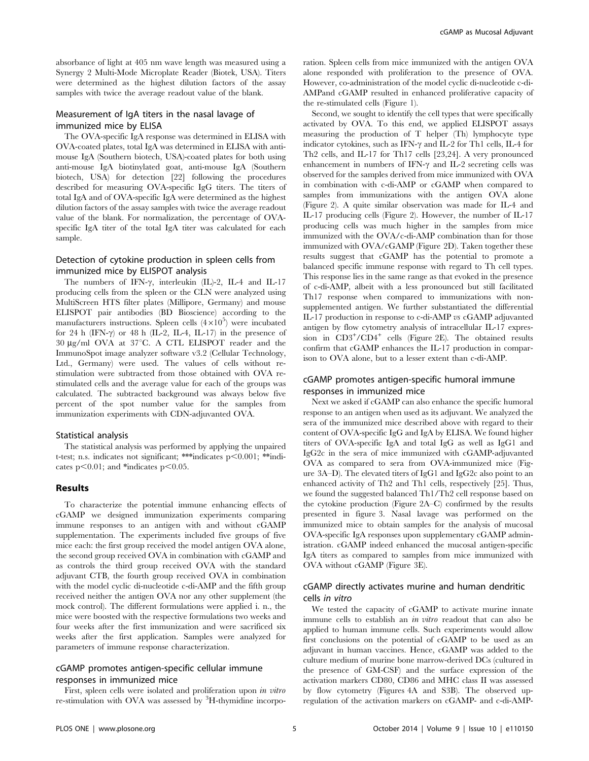absorbance of light at 405 nm wave length was measured using a Synergy 2 Multi-Mode Microplate Reader (Biotek, USA). Titers were determined as the highest dilution factors of the assay samples with twice the average readout value of the blank.

### Measurement of IgA titers in the nasal lavage of immunized mice by ELISA

The OVA-specific IgA response was determined in ELISA with OVA-coated plates, total IgA was determined in ELISA with anti-mouse IgA (Southern biotech, USA)-coated plates for both using anti-mouse IgA biotinylated goat, anti-mouse IgA (Southern biotech, USA) for detection [22] following the procedures described for measuring OVA-specific IgG titers. The titers of total IgA and of OVA-specific IgA were determined as the highest dilution factors of the assay samples with twice the average readout value of the blank. For normalization, the percentage of OVA-specific IgA titer of the total IgA titer was calculated for each sample.

### Detection of cytokine production in spleen cells from immunized mice by ELISPOT analysis

The numbers of IFN-γ, interleukin (IL)-2, IL-4 and IL-17 producing cells from the spleen or the CLN were analyzed using MultiScreen HTS filter plates (Millipore, Germany) and mouse ELISPOT pair antibodies (BD Bioscience) according to the manufacturers instructions. Spleen cells ($4\times10^5$) were incubated for 24 h (IFN-γ) or 48 h (IL-2, IL-4, IL-17) in the presence of 30 μg/ml OVA at 37°C. A CTL ELISPOT reader and the ImmunoSpot image analyzer software v3.2 (Cellular Technology, Ltd., Germany) were used. The values of cells without re-stimulation were subtracted from those obtained with OVA re-stimulated cells and the average value for each of the groups was calculated. The subtracted background was always below five percent of the spot number value for the samples from immunization experiments with CDN-adjuvanted OVA.

### Statistical analysis

The statistical analysis was performed by applying the unpaired t-test; n.s. indicates not significant; *** indicates $p<0.001$; ** indicates $p<0.01$; and * indicates $p<0.05$.

## Results

To characterize the potential immune enhancing effects of cGAMP we designed immunization experiments comparing immune responses to an antigen with and without cGAMP supplementation. The experiments included five groups of five mice each: the first group received the model antigen OVA alone, the second group received OVA in combination with cGAMP and as controls the third group received OVA with the standard adjuvant CTB, the fourth group received OVA in combination with the model cyclic di-nucleotide c-di-AMP and the fifth group received neither the antigen OVA nor any other supplement (the mock control). The different formulations were applied i. n., the mice were boosted with the respective formulations two weeks and four weeks after the first immunization and were sacrificed six weeks after the first application. Samples were analyzed for parameters of immune response characterization.

### cGAMP promotes antigen-specific cellular immune responses in immunized mice

First, spleen cells were isolated and proliferation upon *in vitro* re-stimulation with OVA was assessed by $^3$H-thymidine incorporation. Spleen cells from mice immunized with the antigen OVA alone responded with proliferation to the presence of OVA. However, co-administration of the model cyclic di-nucleotide c-di-AMPand cGAMP resulted in enhanced proliferative capacity of the re-stimulated cells (Figure 1).

Second, we sought to identify the cell types that were specifically activated by OVA. To this end, we applied ELISPOT assays measuring the production of T helper (Th) lymphocyte type indicator cytokines, such as IFN-γ and IL-2 for Th1 cells, IL-4 for Th2 cells, and IL-17 for Th17 cells [23,24]. A very pronounced enhancement in numbers of IFN-γ and IL-2 secreting cells was observed for the samples derived from mice immunized with OVA in combination with c-di-AMP or cGAMP when compared to samples from immunizations with the antigen OVA alone (Figure 2). A quite similar observation was made for IL-4 and IL-17 producing cells (Figure 2). However, the number of IL-17 producing cells was much higher in the samples from mice immunized with the OVA/c-di-AMP combination than for those immunized with OVA/cGAMP (Figure 2D). Taken together these results suggest that cGAMP has the potential to promote a balanced specific immune response with regard to Th cell types. This response lies in the same range as that evoked in the presence of c-di-AMP, albeit with a less pronounced but still facilitated Th17 response when compared to immunizations with non-supplemented antigen. We further substantiated the differential IL-17 production in response to c-di-AMP *vs* cGAMP adjuvanted antigen by flow cytometry analysis of intracellular IL-17 expression in $CD3^+/CD4^+$ cells (Figure 2E). The obtained results confirm that cGAMP enhances the IL-17 production in comparison to OVA alone, but to a lesser extent than c-di-AMP.

### cGAMP promotes antigen-specific humoral immune responses in immunized mice

Next we asked if cGAMP can also enhance the specific humoral response to an antigen when used as its adjuvant. We analyzed the sera of the immunized mice described above with regard to their content of OVA-specific IgG and IgA by ELISA. We found higher titers of OVA-specific IgA and total IgG as well as IgG1 and IgG2c in the sera of mice immunized with cGAMP-adjuvanted OVA as compared to sera from OVA-immunized mice (Figure 3A–D). The elevated titers of IgG1 and IgG2c also point to an enhanced activity of Th2 and Th1 cells, respectively [25]. Thus, we found the suggested balanced Th1/Th2 cell response based on the cytokine production (Figure 2A–C) confirmed by the results presented in figure 3. Nasal lavage was performed on the immunized mice to obtain samples for the analysis of mucosal OVA-specific IgA responses upon supplementary cGAMP administration. cGAMP indeed enhanced the mucosal antigen-specific IgA titers as compared to samples from mice immunized with OVA without cGAMP (Figure 3E).

### cGAMP directly activates murine and human dendritic cells *in vitro*

We tested the capacity of cGAMP to activate murine innate immune cells to establish an *in vitro* readout that can also be applied to human immune cells. Such experiments would allow first conclusions on the potential of cGAMP to be used as an adjuvant in human vaccines. Hence, cGAMP was added to the culture medium of murine bone marrow-derived DCs (cultured in the presence of GM-CSF) and the surface expression of the activation markers CD80, CD86 and MHC class II was assessed by flow cytometry (Figures 4A and S3B). The observed up-regulation of the activation markers on cGAMP- and c-di-AMP-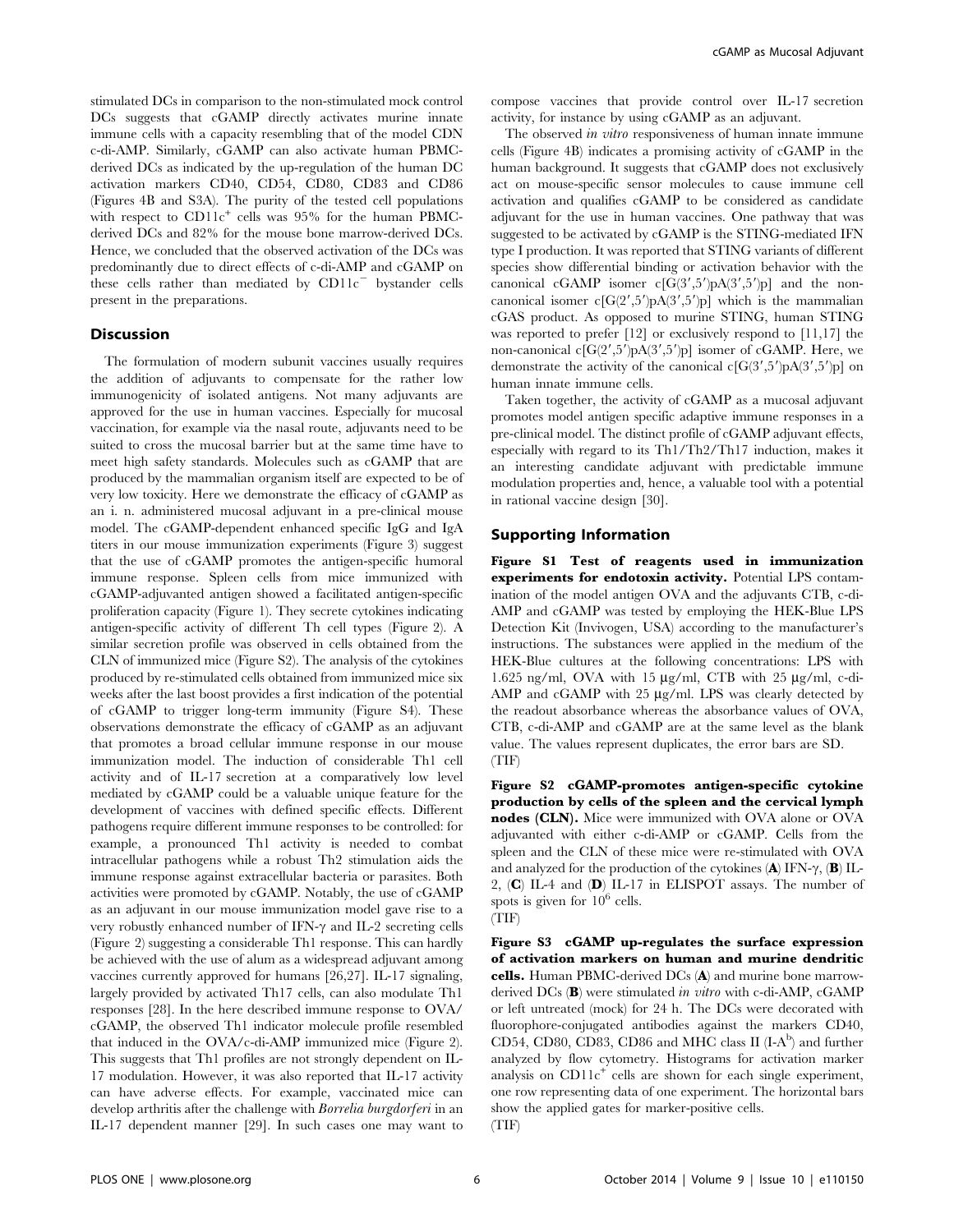stimulated DCs in comparison to the non-stimulated mock control DCs suggests that cGAMP directly activates murine innate immune cells with a capacity resembling that of the model CDN c-di-AMP. Similarly, cGAMP can also activate human PBMC-derived DCs as indicated by the up-regulation of the human DC activation markers CD40, CD54, CD80, CD83 and CD86 (Figures 4B and S3A). The purity of the tested cell populations with respect to $CD11c^+$ cells was 95% for the human PBMC-derived DCs and 82% for the mouse bone marrow-derived DCs. Hence, we concluded that the observed activation of the DCs was predominantly due to direct effects of c-di-AMP and cGAMP on these cells rather than mediated by $CD11c^-$ bystander cells present in the preparations.

## Discussion

The formulation of modern subunit vaccines usually requires the addition of adjuvants to compensate for the rather low immunogenicity of isolated antigens. Not many adjuvants are approved for the use in human vaccines. Especially for mucosal vaccination, for example via the nasal route, adjuvants need to be suited to cross the mucosal barrier but at the same time have to meet high safety standards. Molecules such as cGAMP that are produced by the mammalian organism itself are expected to be of very low toxicity. Here we demonstrate the efficacy of cGAMP as an i. n. administered mucosal adjuvant in a pre-clinical mouse model. The cGAMP-dependent enhanced specific IgG and IgA titers in our mouse immunization experiments (Figure 3) suggest that the use of cGAMP promotes the antigen-specific humoral immune response. Spleen cells from mice immunized with cGAMP-adjuvanted antigen showed a facilitated antigen-specific proliferation capacity (Figure 1). They secrete cytokines indicating antigen-specific activity of different Th cell types (Figure 2). A similar secretion profile was observed in cells obtained from the CLN of immunized mice (Figure S2). The analysis of the cytokines produced by re-stimulated cells obtained from immunized mice six weeks after the last boost provides a first indication of the potential of cGAMP to trigger long-term immunity (Figure S4). These observations demonstrate the efficacy of cGAMP as an adjuvant that promotes a broad cellular immune response in our mouse immunization model. The induction of considerable Th1 cell activity and of IL-17 secretion at a comparatively low level mediated by cGAMP could be a valuable unique feature for the development of vaccines with defined specific effects. Different pathogens require different immune responses to be controlled: for example, a pronounced Th1 activity is needed to combat intracellular pathogens while a robust Th2 stimulation aids the immune response against extracellular bacteria or parasites. Both activities were promoted by cGAMP. Notably, the use of cGAMP as an adjuvant in our mouse immunization model gave rise to a very robustly enhanced number of IFN-γ and IL-2 secreting cells (Figure 2) suggesting a considerable Th1 response. This can hardly be achieved with the use of alum as a widespread adjuvant among vaccines currently approved for humans [26,27]. IL-17 signaling, largely provided by activated Th17 cells, can also modulate Th1 responses [28]. In the here described immune response to OVA/cGAMP, the observed Th1 indicator molecule profile resembled that induced in the OVA/c-di-AMP immunized mice (Figure 2). This suggests that Th1 profiles are not strongly dependent on IL-17 modulation. However, it was also reported that IL-17 activity can have adverse effects. For example, vaccinated mice can develop arthritis after the challenge with *Borrelia burgdorferi* in an IL-17 dependent manner [29]. In such cases one may want to compose vaccines that provide control over IL-17 secretion activity, for instance by using cGAMP as an adjuvant.

The observed *in vitro* responsiveness of human innate immune cells (Figure 4B) indicates a promising activity of cGAMP in the human background. It suggests that cGAMP does not exclusively act on mouse-specific sensor molecules to cause immune cell activation and qualifies cGAMP to be considered as candidate adjuvant for the use in human vaccines. One pathway that was suggested to be activated by cGAMP is the STING-mediated IFN type I production. It was reported that STING variants of different species show differential binding or activation behavior with the canonical cGAMP isomer c[G(3′,5′)pA(3′,5′)p] and the non-canonical isomer c[G(2′,5′)pA(3′,5′)p] which is the mammalian cGAS product. As opposed to murine STING, human STING was reported to prefer [12] or exclusively respond to [11,17] the non-canonical c[G(2′,5′)pA(3′,5′)p] isomer of cGAMP. Here, we demonstrate the activity of the canonical c[G(3′,5′)pA(3′,5′)p] on human innate immune cells.

Taken together, the activity of cGAMP as a mucosal adjuvant promotes model antigen specific adaptive immune responses in a pre-clinical model. The distinct profile of cGAMP adjuvant effects, especially with regard to its Th1/Th2/Th17 induction, makes it an interesting candidate adjuvant with predictable immune modulation properties and, hence, a valuable tool with a potential in rational vaccine design [30].

## Supporting Information

**Figure S1 Test of reagents used in immunization experiments for endotoxin activity.** Potential LPS contamination of the model antigen OVA and the adjuvants CTB, c-di-AMP and cGAMP was tested by employing the HEK-Blue LPS Detection Kit (Invivogen, USA) according to the manufacturer's instructions. The substances were applied in the medium of the HEK-Blue cultures at the following concentrations: LPS with 1.625 ng/ml, OVA with 15 µg/ml, CTB with 25 µg/ml, c-di-AMP and cGAMP with 25 µg/ml. LPS was clearly detected by the readout absorbance whereas the absorbance values of OVA, CTB, c-di-AMP and cGAMP are at the same level as the blank value. The values represent duplicates, the error bars are SD.
(TIF)

**Figure S2 cGAMP-promotes antigen-specific cytokine production by cells of the spleen and the cervical lymph nodes (CLN).** Mice were immunized with OVA alone or OVA adjuvanted with either c-di-AMP or cGAMP. Cells from the spleen and the CLN of these mice were re-stimulated with OVA and analyzed for the production of the cytokines (**A**) IFN-γ, (**B**) IL-2, (**C**) IL-4 and (**D**) IL-17 in ELISPOT assays. The number of spots is given for $10^6$ cells.
(TIF)

**Figure S3 cGAMP up-regulates the surface expression of activation markers on human and murine dendritic cells.** Human PBMC-derived DCs (**A**) and murine bone marrow-derived DCs (**B**) were stimulated *in vitro* with c-di-AMP, cGAMP or left untreated (mock) for 24 h. The DCs were decorated with fluorophore-conjugated antibodies against the markers CD40, CD54, CD80, CD83, CD86 and MHC class II (I-A$^b$) and further analyzed by flow cytometry. Histograms for activation marker analysis on $CD11c^+$ cells are shown for each single experiment, one row representing data of one experiment. The horizontal bars show the applied gates for marker-positive cells.
(TIF)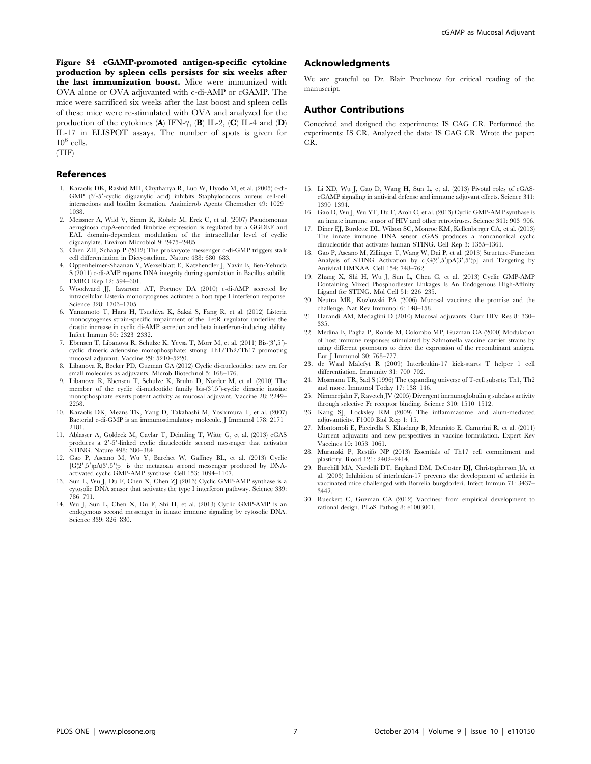**Figure S4 cGAMP-promoted antigen-specific cytokine production by spleen cells persists for six weeks after the last immunization boost.** Mice were immunized with OVA alone or OVA adjuvanted with c-di-AMP or cGAMP. The mice were sacrificed six weeks after the last boost and spleen cells of these mice were re-stimulated with OVA and analyzed for the production of the cytokines (**A**) IFN-γ, (**B**) IL-2, (**C**) IL-4 and (**D**) IL-17 in ELISPOT assays. The number of spots is given for $10^6$ cells.
(TIF)

## Acknowledgments

We are grateful to Dr. Blair Prochnow for critical reading of the manuscript.

## Author Contributions

Conceived and designed the experiments: IS CAG CR. Performed the experiments: IS CR. Analyzed the data: IS CAG CR. Wrote the paper: CR.

## References

1. Karaolis DK, Rashid MH, Chythanya R, Luo W, Hyodo M, et al. (2005) c-di-GMP (3′-5′-cyclic diguanylic acid) inhibits Staphylococcus aureus cell-cell interactions and biofilm formation. Antimicrob Agents Chemother 49: 1029–1038.
2. Meissner A, Wild V, Simm R, Rohde M, Erck C, et al. (2007) Pseudomonas aeruginosa cupA-encoded fimbriae expression is regulated by a GGDEF and EAL domain-dependent modulation of the intracellular level of cyclic diguanylate. Environ Microbiol 9: 2475–2485.
3. Chen ZH, Schaap P (2012) The prokaryote messenger c-di-GMP triggers stalk cell differentiation in Dictyostelium. Nature 488: 680–683.
4. Oppenheimer-Shaanan Y, Wexselblatt E, Katzhendler J, Yavin E, Ben-Yehuda S (2011) c-di-AMP reports DNA integrity during sporulation in Bacillus subtilis. EMBO Rep 12: 594–601.
5. Woodward JJ, Iavarone AT, Portnoy DA (2010) c-di-AMP secreted by intracellular Listeria monocytogenes activates a host type I interferon response. Science 328: 1703–1705.
6. Yamamoto T, Hara H, Tsuchiya K, Sakai S, Fang R, et al. (2012) Listeria monocytogenes strain-specific impairment of the TetR regulator underlies the drastic increase in cyclic di-AMP secretion and beta interferon-inducing ability. Infect Immun 80: 2323–2332.
7. Ebensen T, Libanova R, Schulze K, Yevsa T, Morr M, et al. (2011) Bis-(3′,5′)-cyclic dimeric adenosine monophosphate: strong Th1/Th2/Th17 promoting mucosal adjuvant. Vaccine 29: 5210–5220.
8. Libanova R, Becker PD, Guzman CA (2012) Cyclic di-nucleotides: new era for small molecules as adjuvants. Microb Biotechnol 5: 168–176.
9. Libanova R, Ebensen T, Schulze K, Bruhn D, Norder M, et al. (2010) The member of the cyclic di-nucleotide family bis-(3′,5′)-cyclic dimeric inosine monophosphate exerts potent activity as mucosal adjuvant. Vaccine 28: 2249–2258.
10. Karaolis DK, Means TK, Yang D, Takahashi M, Yoshimura T, et al. (2007) Bacterial c-di-GMP is an immunostimulatory molecule. J Immunol 178: 2171–2181.
11. Ablasser A, Goldeck M, Cavlar T, Deimling T, Witte G, et al. (2013) cGAS produces a 2′-5′-linked cyclic dinucleotide second messenger that activates STING. Nature 498: 380–384.
12. Gao P, Ascano M, Wu Y, Barchet W, Gaffney BL, et al. (2013) Cyclic [G(2′,5′)pA(3′,5′)p] is the metazoan second messenger produced by DNA-activated cyclic GMP-AMP synthase. Cell 153: 1094–1107.
13. Sun L, Wu J, Du F, Chen X, Chen ZJ (2013) Cyclic GMP-AMP synthase is a cytosolic DNA sensor that activates the type I interferon pathway. Science 339: 786–791.
14. Wu J, Sun L, Chen X, Du F, Shi H, et al. (2013) Cyclic GMP-AMP is an endogenous second messenger in innate immune signaling by cytosolic DNA. Science 339: 826–830.
15. Li XD, Wu J, Gao D, Wang H, Sun L, et al. (2013) Pivotal roles of cGAS-cGAMP signaling in antiviral defense and immune adjuvant effects. Science 341: 1390–1394.
16. Gao D, Wu J, Wu YT, Du F, Aroh C, et al. (2013) Cyclic GMP-AMP synthase is an innate immune sensor of HIV and other retroviruses. Science 341: 903–906.
17. Diner EJ, Burdette DL, Wilson SC, Monroe KM, Kellenberger CA, et al. (2013) The innate immune DNA sensor cGAS produces a noncanonical cyclic dinucleotide that activates human STING. Cell Rep 3: 1355–1361.
18. Gao P, Ascano M, Zillinger T, Wang W, Dai P, et al. (2013) Structure-Function Analysis of STING Activation by c[G(2′,5′)pA(3′,5′)p] and Targeting by Antiviral DMXAA. Cell 154: 748–762.
19. Zhang X, Shi H, Wu J, Sun L, Chen C, et al. (2013) Cyclic GMP-AMP Containing Mixed Phosphodiester Linkages Is An Endogenous High-Affinity Ligand for STING. Mol Cell 51: 226–235.
20. Neutra MR, Kozlowski PA (2006) Mucosal vaccines: the promise and the challenge. Nat Rev Immunol 6: 148–158.
21. Harandi AM, Medaglini D (2010) Mucosal adjuvants. Curr HIV Res 8: 330–335.
22. Medina E, Paglia P, Rohde M, Colombo MP, Guzman CA (2000) Modulation of host immune responses stimulated by Salmonella vaccine carrier strains by using different promoters to drive the expression of the recombinant antigen. Eur J Immunol 30: 768–777.
23. de Waal Malefyt R (2009) Interleukin-17 kick-starts T helper 1 cell differentiation. Immunity 31: 700–702.
24. Mosmann TR, Sad S (1996) The expanding universe of T-cell subsets: Th1, Th2 and more. Immunol Today 17: 138–146.
25. Nimmerjahn F, Ravetch JV (2005) Divergent immunoglobulin g subclass activity through selective Fc receptor binding. Science 310: 1510–1512.
26. Kang SJ, Locksley RM (2009) The inflammasome and alum-mediated adjuvanticity. F1000 Biol Rep 1: 15.
27. Montomoli E, Piccirella S, Khadang B, Mennitto E, Camerini R, et al. (2011) Current adjuvants and new perspectives in vaccine formulation. Expert Rev Vaccines 10: 1053–1061.
28. Muranski P, Restifo NP (2013) Essentials of Th17 cell commitment and plasticity. Blood 121: 2402–2414.
29. Burchill MA, Nardelli DT, England DM, DeCoster DJ, Christopherson JA, et al. (2003) Inhibition of interleukin-17 prevents the development of arthritis in vaccinated mice challenged with Borrelia burgdorferi. Infect Immun 71: 3437–3442.
30. Rueckert C, Guzman CA (2012) Vaccines: from empirical development to rational design. PLoS Pathog 8: e1003001.